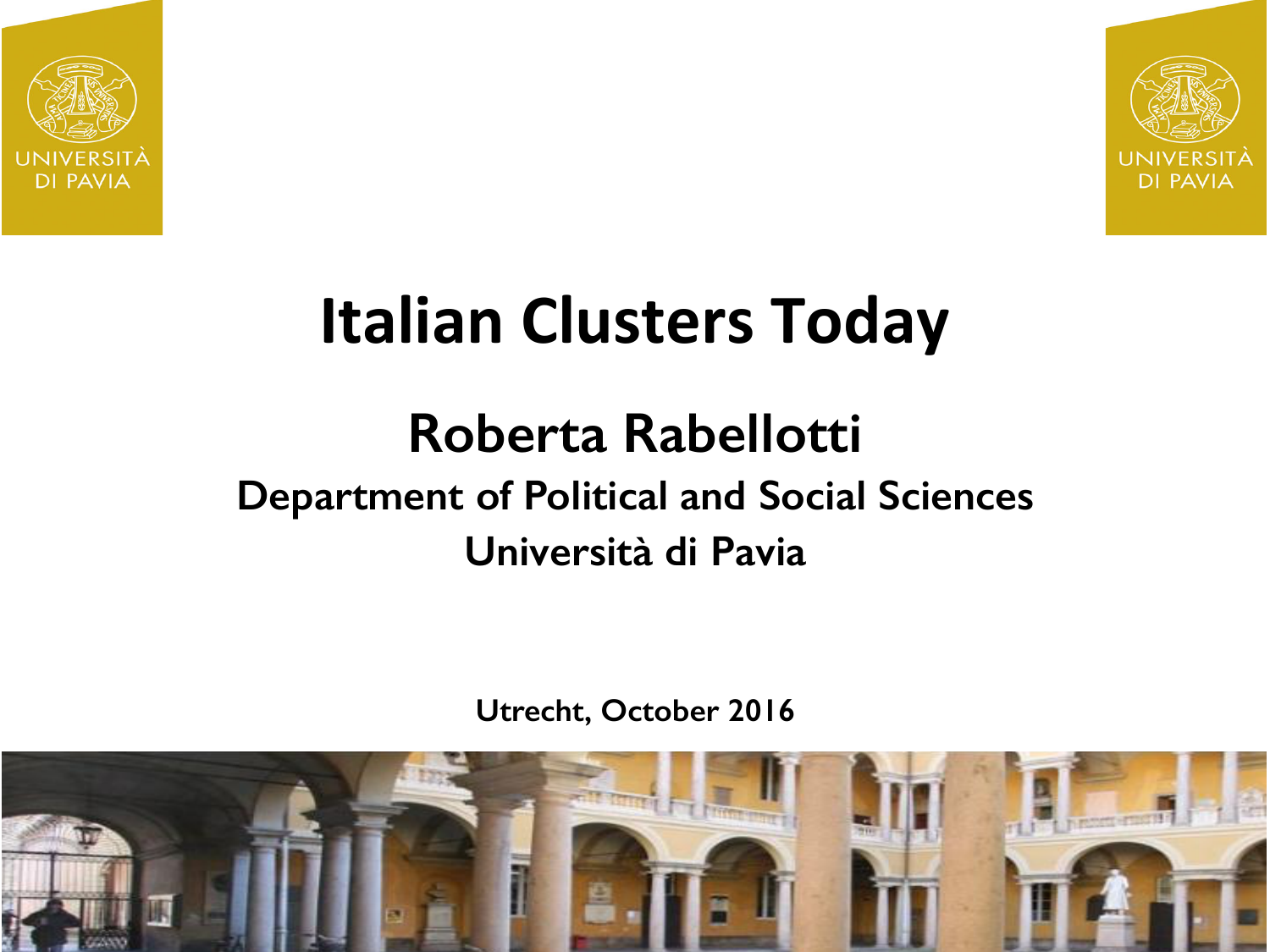# Italian Clusters Today

## Roberta Rabellotti

**Department of Political and Social Sciences**

**Università di Pavia**

**Utrecht, October 2016**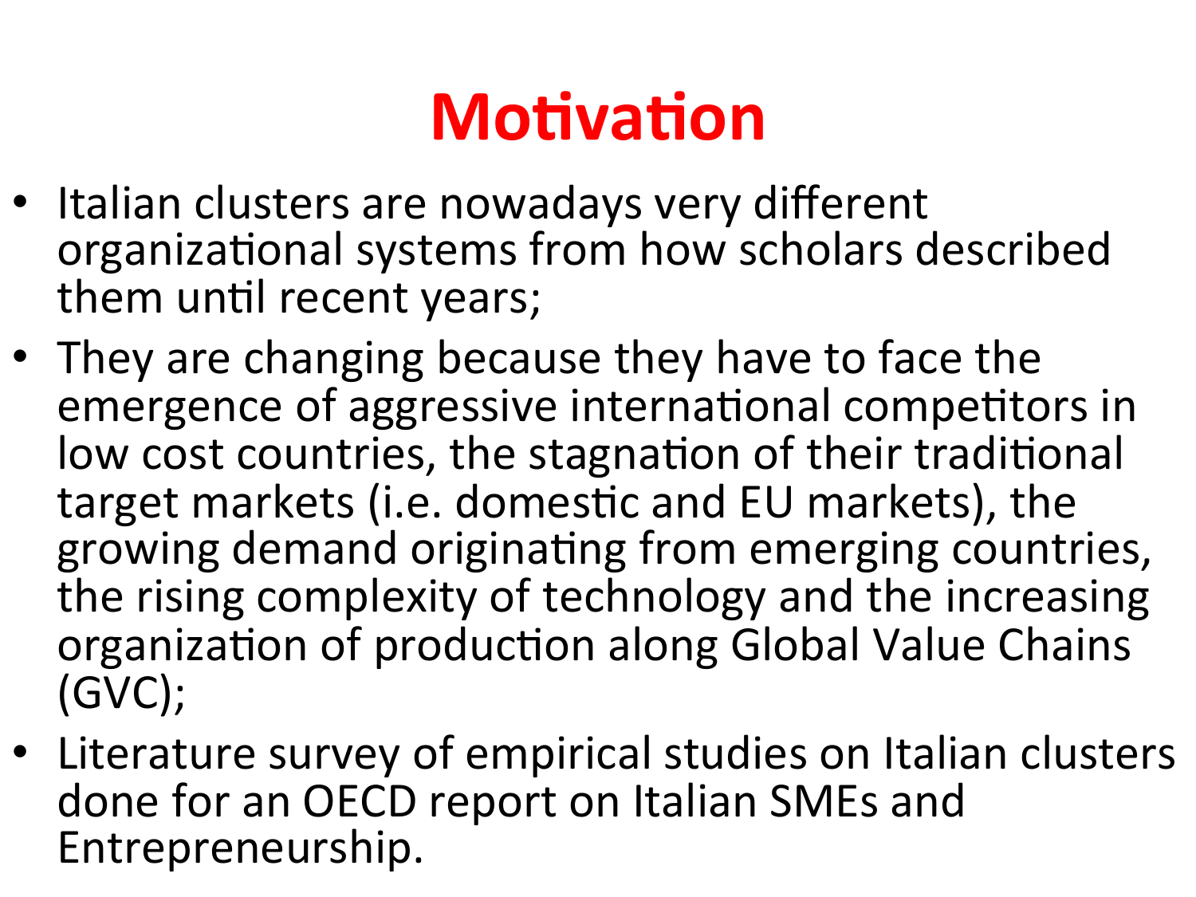# Motivation

- Italian clusters are nowadays very different organizational systems from how scholars described them until recent years;
- They are changing because they have to face the emergence of aggressive international competitors in low cost countries, the stagnation of their traditional target markets (i.e. domestic and EU markets), the growing demand originating from emerging countries, the rising complexity of technology and the increasing organization of production along Global Value Chains (GVC);
- Literature survey of empirical studies on Italian clusters done for an OECD report on Italian SMEs and Entrepreneurship.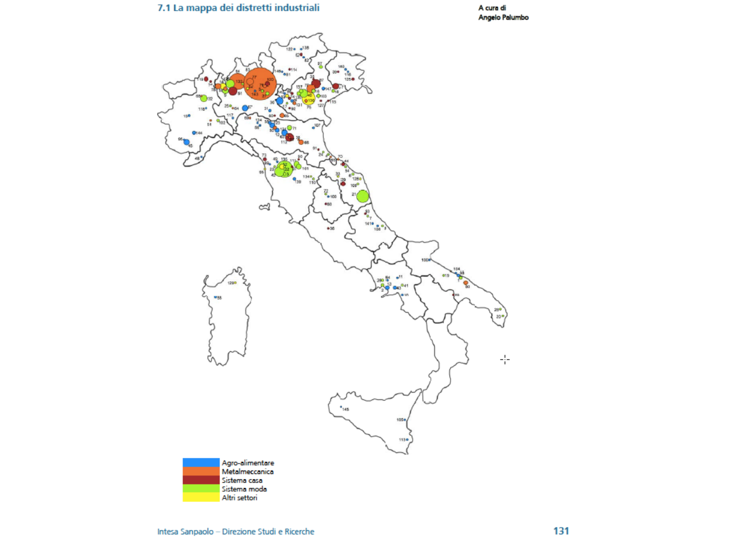## 7.1 La mappa dei distretti industriali

**A cura di**
**Angelo Palumbo**

- Agro-alimentare
- Metalmeccanica
- Sistema casa
- Sistema moda
- Altri settori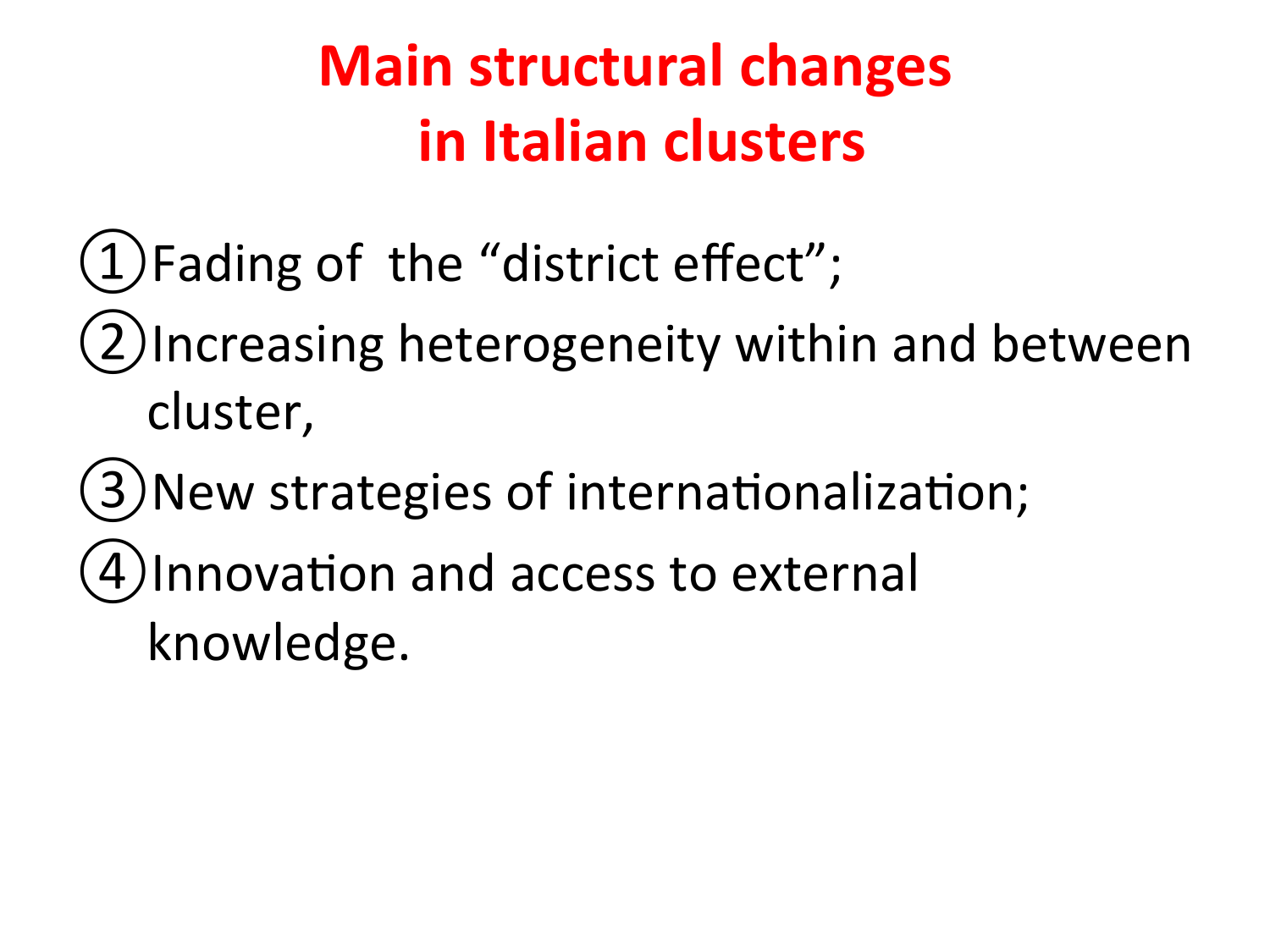# Main structural changes in Italian clusters

1. Fading of the "district effect";
2. Increasing heterogeneity within and between cluster,
3. New strategies of internationalization;
4. Innovation and access to external knowledge.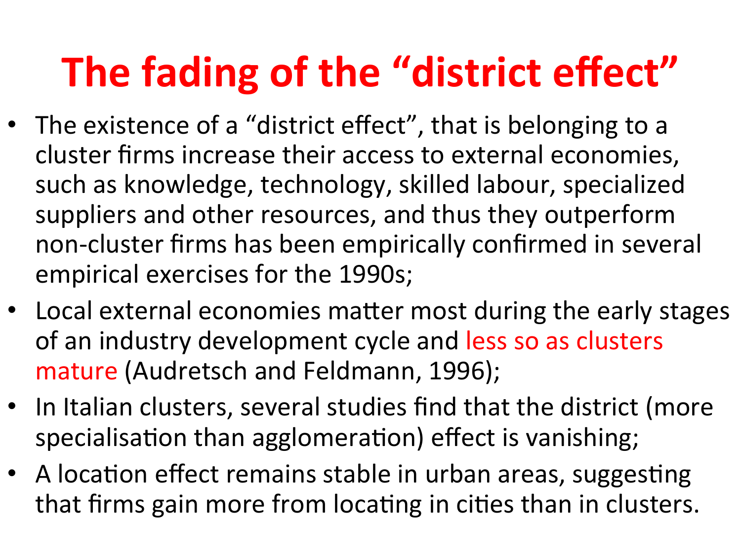# The fading of the "district effect"

- The existence of a "district effect", that is belonging to a cluster firms increase their access to external economies, such as knowledge, technology, skilled labour, specialized suppliers and other resources, and thus they outperform non-cluster firms has been empirically confirmed in several empirical exercises for the 1990s;
- Local external economies matter most during the early stages of an industry development cycle and less so as clusters mature (Audretsch and Feldmann, 1996);
- In Italian clusters, several studies find that the district (more specialisation than agglomeration) effect is vanishing;
- A location effect remains stable in urban areas, suggesting that firms gain more from locating in cities than in clusters.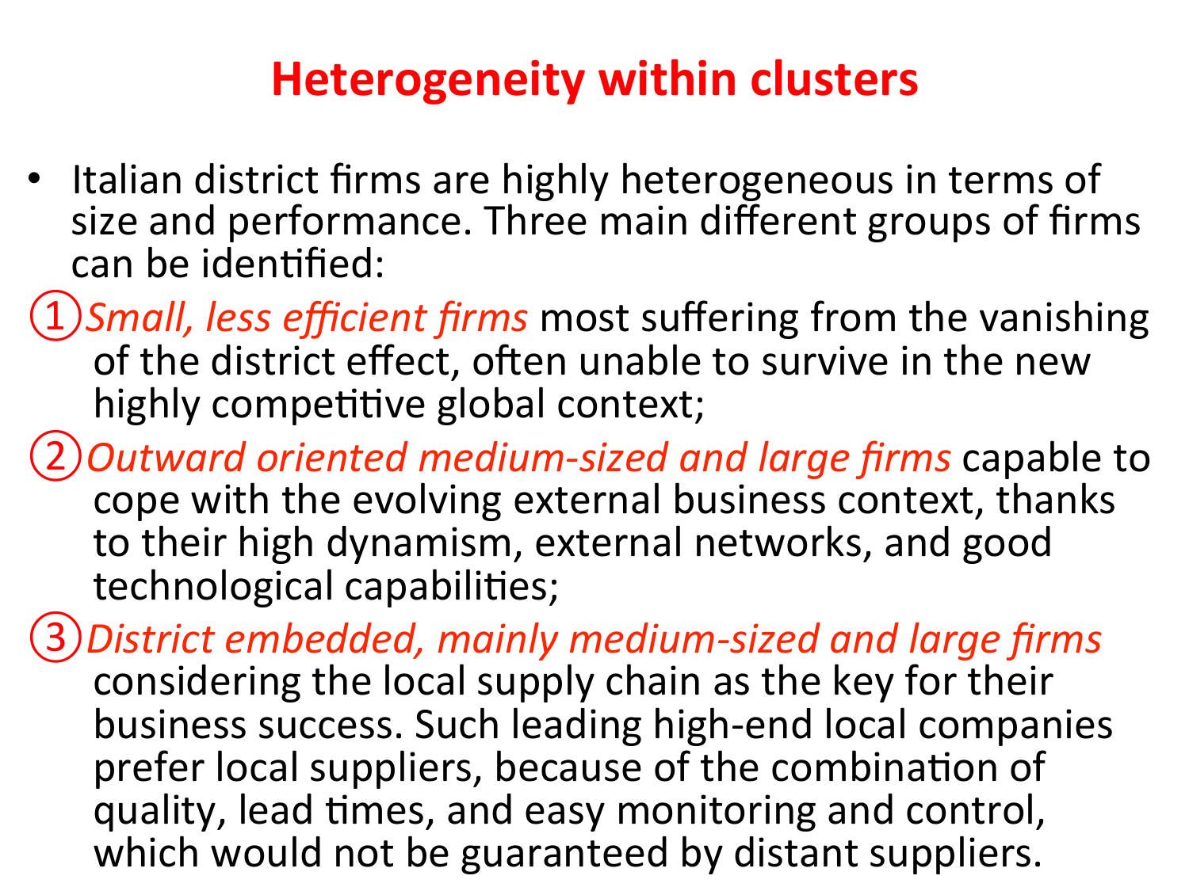# Heterogeneity within clusters

- Italian district firms are highly heterogeneous in terms of size and performance. Three main different groups of firms can be identified:

① *Small, less efficient firms* most suffering from the vanishing of the district effect, often unable to survive in the new highly competitive global context;

② *Outward oriented medium-sized and large firms* capable to cope with the evolving external business context, thanks to their high dynamism, external networks, and good technological capabilities;

③ *District embedded, mainly medium-sized and large firms* considering the local supply chain as the key for their business success. Such leading high-end local companies prefer local suppliers, because of the combination of quality, lead times, and easy monitoring and control, which would not be guaranteed by distant suppliers.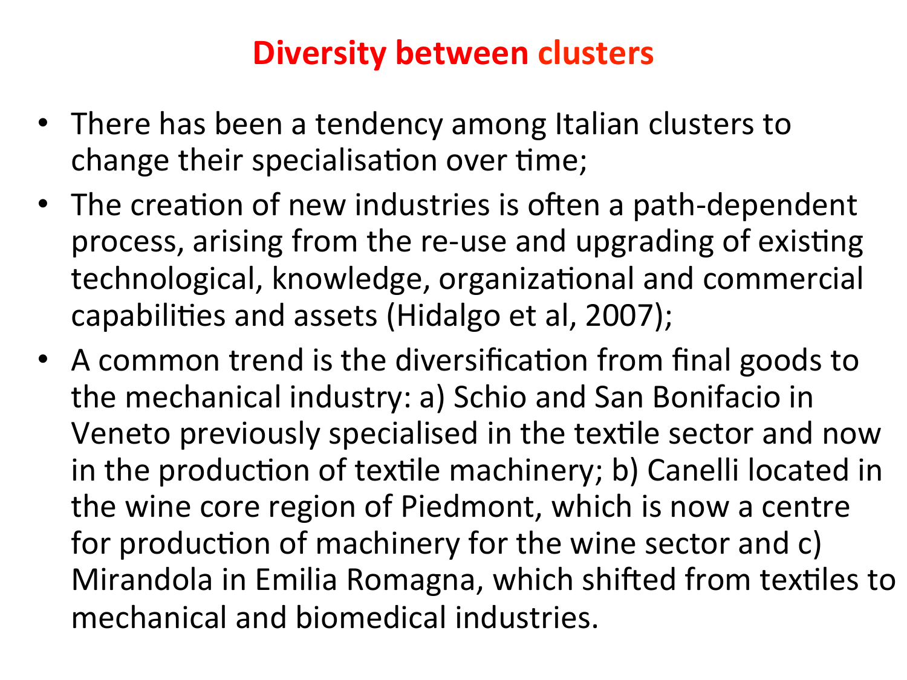# Diversity between clusters

- There has been a tendency among Italian clusters to change their specialisation over time;
- The creation of new industries is often a path-dependent process, arising from the re-use and upgrading of existing technological, knowledge, organizational and commercial capabilities and assets (Hidalgo et al, 2007);
- A common trend is the diversification from final goods to the mechanical industry: a) Schio and San Bonifacio in Veneto previously specialised in the textile sector and now in the production of textile machinery; b) Canelli located in the wine core region of Piedmont, which is now a centre for production of machinery for the wine sector and c) Mirandola in Emilia Romagna, which shifted from textiles to mechanical and biomedical industries.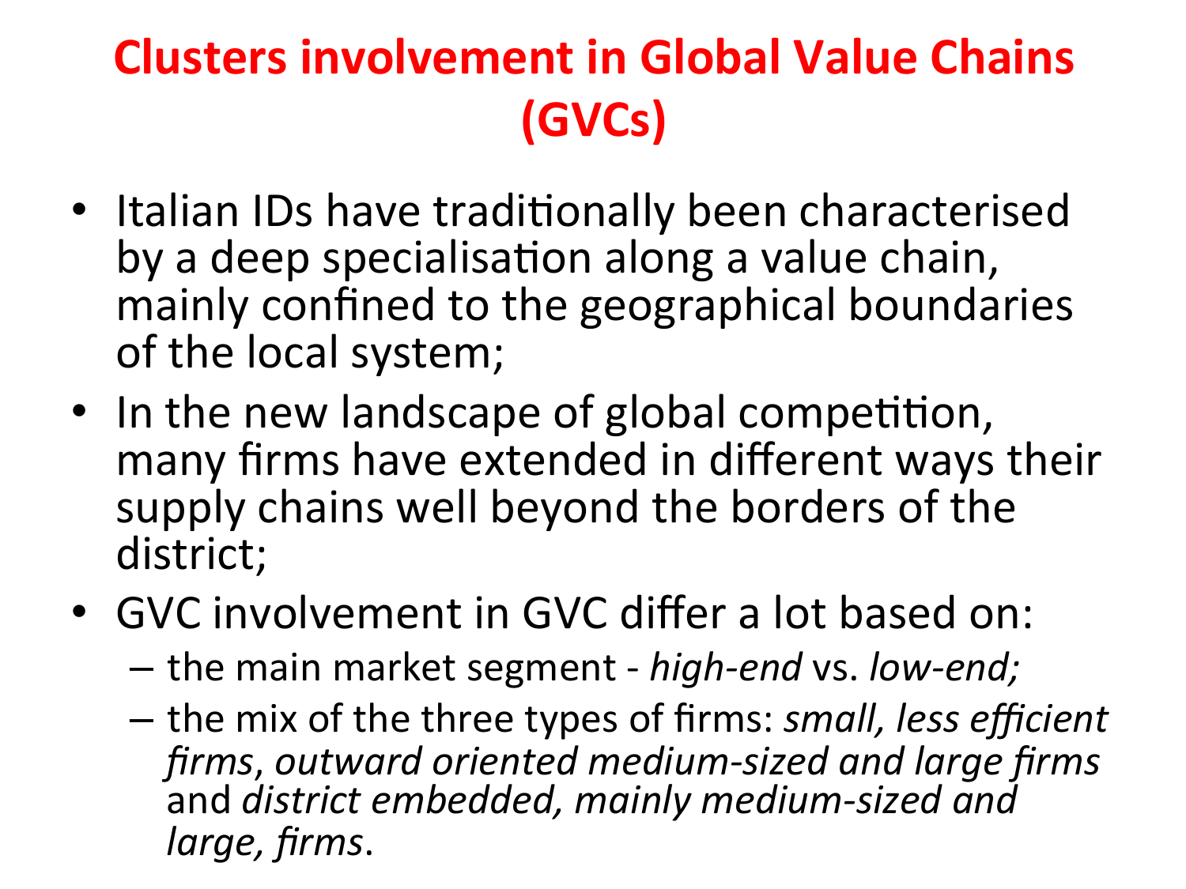# Clusters involvement in Global Value Chains (GVCs)

- Italian IDs have traditionally been characterised by a deep specialisation along a value chain, mainly confined to the geographical boundaries of the local system;
- In the new landscape of global competition, many firms have extended in different ways their supply chains well beyond the borders of the district;
- GVC involvement in GVC differ a lot based on:
  - the main market segment - *high-end* vs. *low-end;*
  - the mix of the three types of firms: *small, less efficient firms*, *outward oriented medium-sized and large firms* and *district embedded, mainly medium-sized and large, firms*.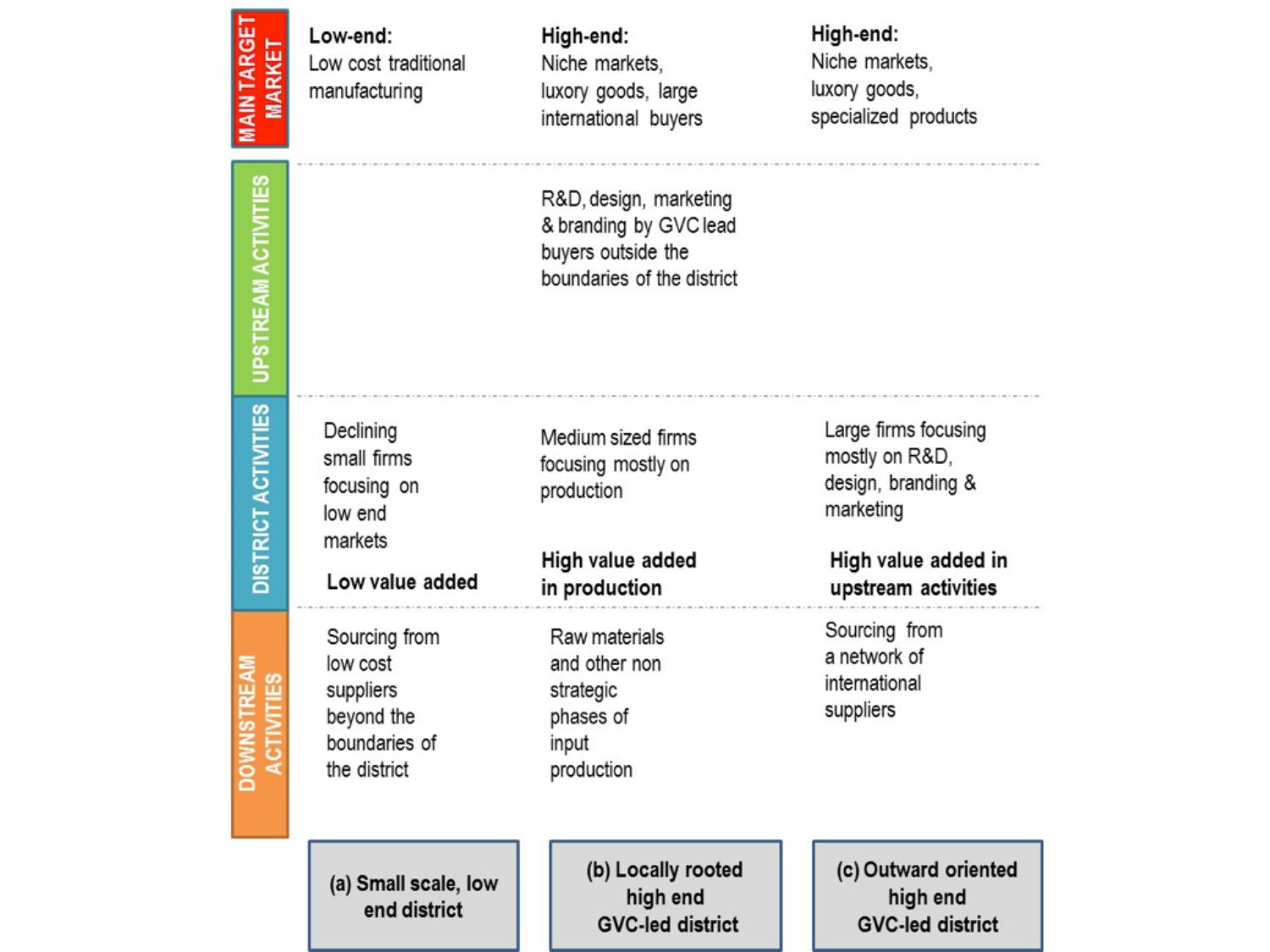| | (a) Small scale, low end district | (b) Locally rooted high end GVC-led district | (c) Outward oriented high end GVC-led district |
|---|---|---|---|
| **MAIN TARGET MARKET** | **Low-end:** Low cost traditional manufacturing | **High-end:** Niche markets, luxory goods, large international buyers | **High-end:** Niche markets, luxory goods, specialized products |
| **UPSTREAM ACTIVITIES** | | R&D, design, marketing & branding by GVC lead buyers outside the boundaries of the district | |
| **DISTRICT ACTIVITIES** | Declining small firms focusing on low end markets **Low value added** | Medium sized firms focusing mostly on production **High value added in production** | Large firms focusing mostly on R&D, design, branding & marketing **High value added in upstream activities** |
| **DOWNSTREAM ACTIVITIES** | Sourcing from low cost suppliers beyond the boundaries of the district | Raw materials and other non strategic phases of input production | Sourcing from a network of international suppliers |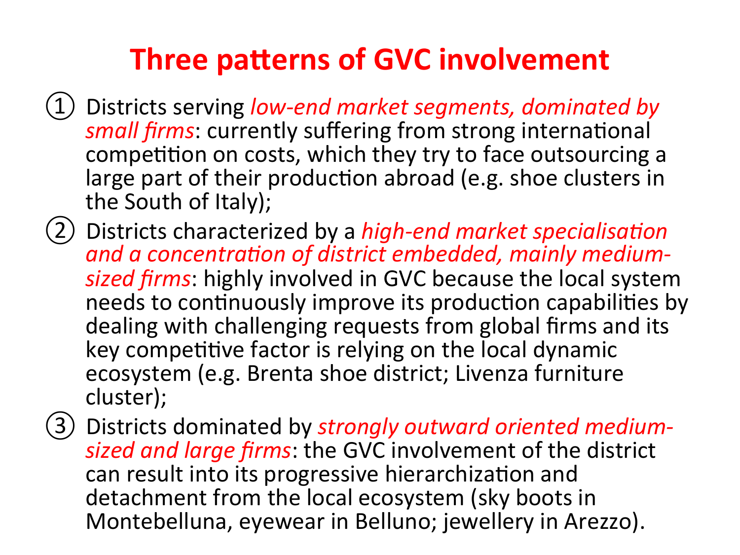# Three patterns of GVC involvement

1. Districts serving *low-end market segments, dominated by small firms*: currently suffering from strong international competition on costs, which they try to face outsourcing a large part of their production abroad (e.g. shoe clusters in the South of Italy);
2. Districts characterized by a *high-end market specialisation and a concentration of district embedded, mainly medium-sized firms*: highly involved in GVC because the local system needs to continuously improve its production capabilities by dealing with challenging requests from global firms and its key competitive factor is relying on the local dynamic ecosystem (e.g. Brenta shoe district; Livenza furniture cluster);
3. Districts dominated by *strongly outward oriented medium-sized and large firms*: the GVC involvement of the district can result into its progressive hierarchization and detachment from the local ecosystem (sky boots in Montebelluna, eyewear in Belluno; jewellery in Arezzo).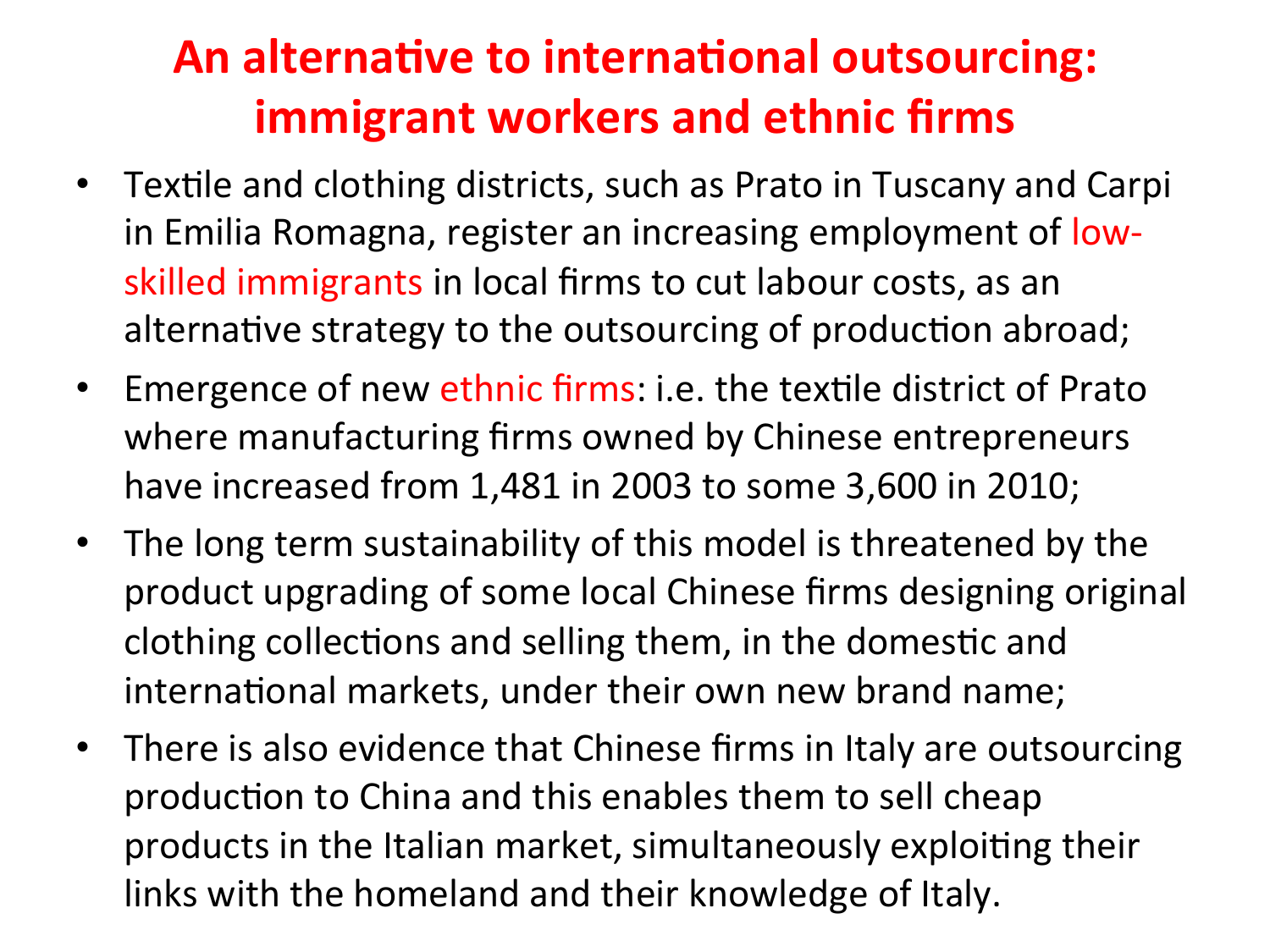# An alternative to international outsourcing: immigrant workers and ethnic firms

- Textile and clothing districts, such as Prato in Tuscany and Carpi in Emilia Romagna, register an increasing employment of low-skilled immigrants in local firms to cut labour costs, as an alternative strategy to the outsourcing of production abroad;
- Emergence of new ethnic firms: i.e. the textile district of Prato where manufacturing firms owned by Chinese entrepreneurs have increased from 1,481 in 2003 to some 3,600 in 2010;
- The long term sustainability of this model is threatened by the product upgrading of some local Chinese firms designing original clothing collections and selling them, in the domestic and international markets, under their own new brand name;
- There is also evidence that Chinese firms in Italy are outsourcing production to China and this enables them to sell cheap products in the Italian market, simultaneously exploiting their links with the homeland and their knowledge of Italy.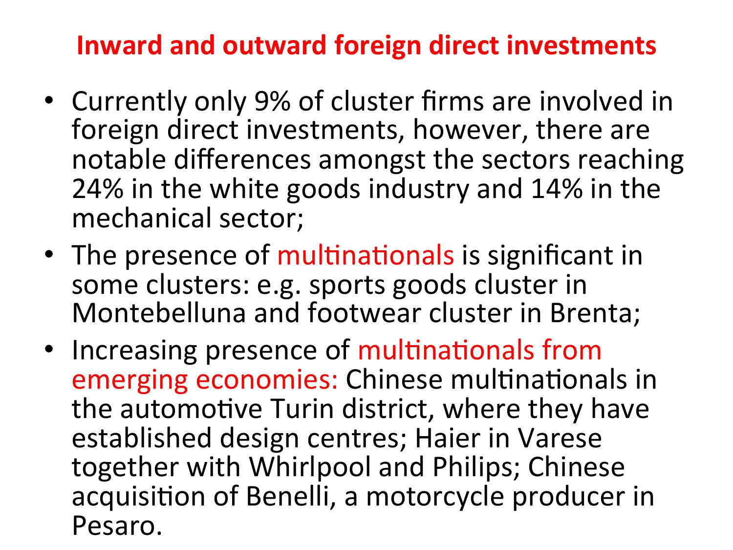# Inward and outward foreign direct investments

- Currently only 9% of cluster firms are involved in foreign direct investments, however, there are notable differences amongst the sectors reaching 24% in the white goods industry and 14% in the mechanical sector;
- The presence of multinationals is significant in some clusters: e.g. sports goods cluster in Montebelluna and footwear cluster in Brenta;
- Increasing presence of multinationals from emerging economies: Chinese multinationals in the automotive Turin district, where they have established design centres; Haier in Varese together with Whirlpool and Philips; Chinese acquisition of Benelli, a motorcycle producer in Pesaro.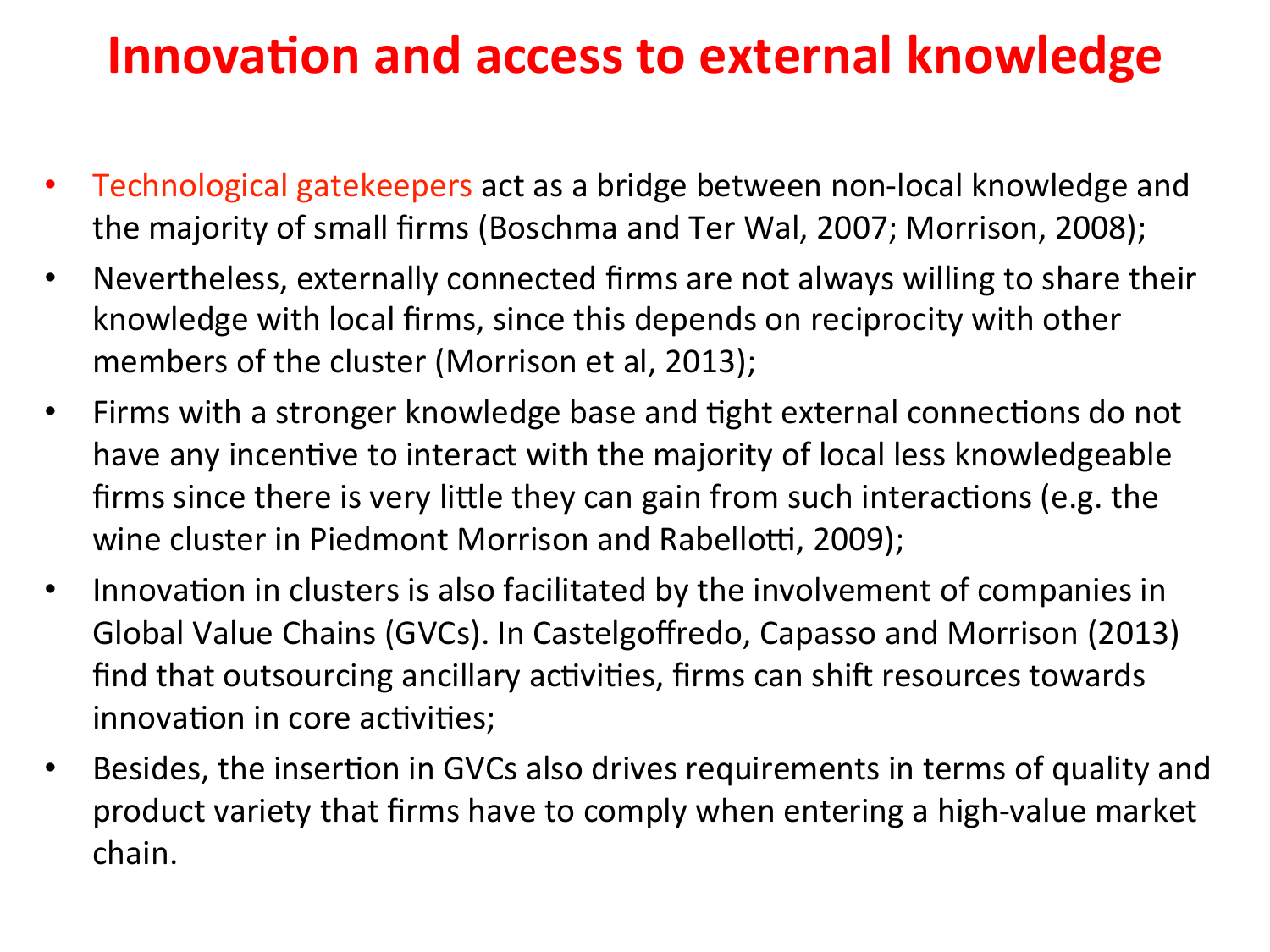# Innovation and access to external knowledge

- Technological gatekeepers act as a bridge between non-local knowledge and the majority of small firms (Boschma and Ter Wal, 2007; Morrison, 2008);
- Nevertheless, externally connected firms are not always willing to share their knowledge with local firms, since this depends on reciprocity with other members of the cluster (Morrison et al, 2013);
- Firms with a stronger knowledge base and tight external connections do not have any incentive to interact with the majority of local less knowledgeable firms since there is very little they can gain from such interactions (e.g. the wine cluster in Piedmont Morrison and Rabellotti, 2009);
- Innovation in clusters is also facilitated by the involvement of companies in Global Value Chains (GVCs). In Castelgoffredo, Capasso and Morrison (2013) find that outsourcing ancillary activities, firms can shift resources towards innovation in core activities;
- Besides, the insertion in GVCs also drives requirements in terms of quality and product variety that firms have to comply when entering a high-value market chain.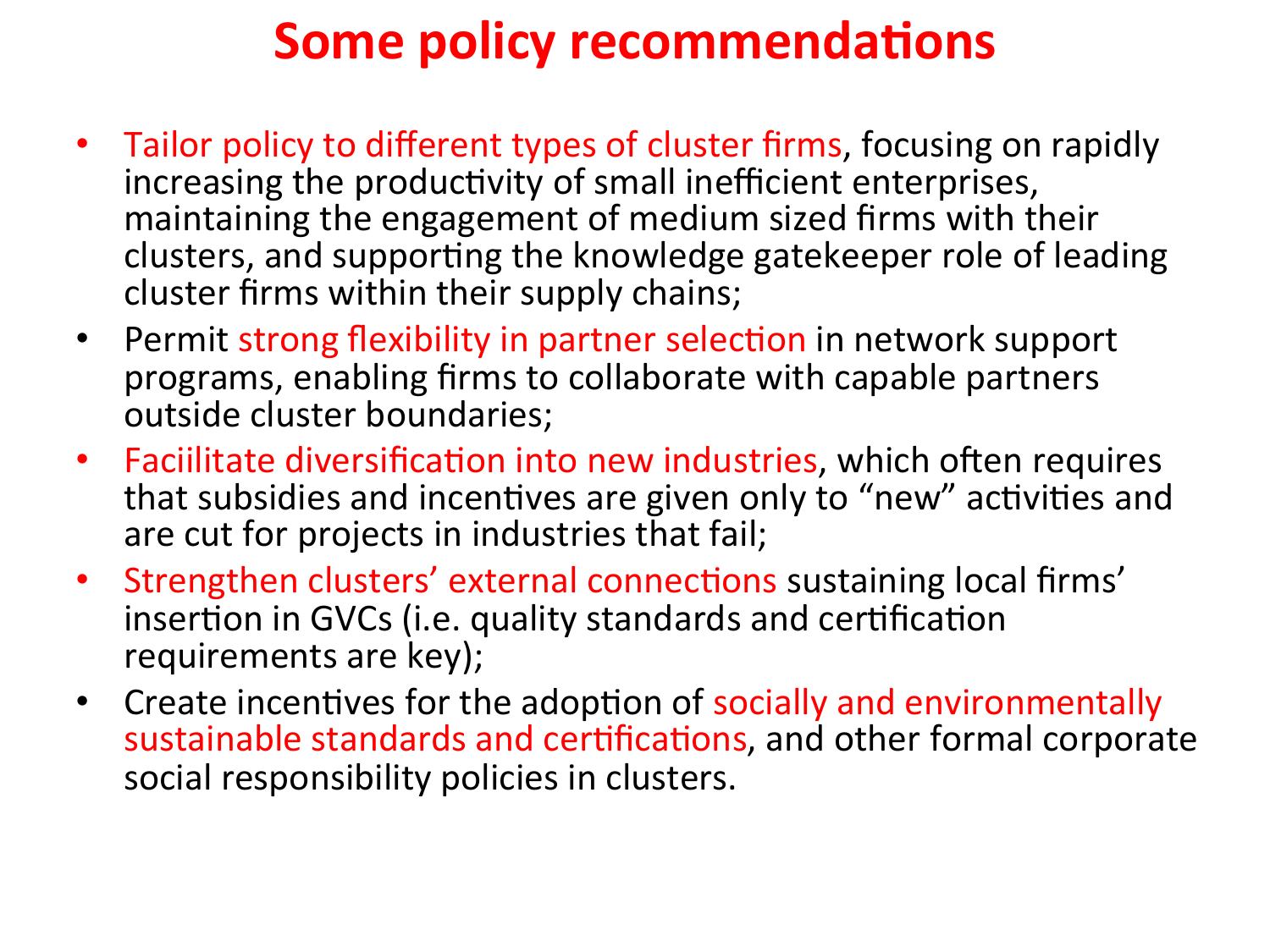# Some policy recommendations

- Tailor policy to different types of cluster firms, focusing on rapidly increasing the productivity of small inefficient enterprises, maintaining the engagement of medium sized firms with their clusters, and supporting the knowledge gatekeeper role of leading cluster firms within their supply chains;
- Permit strong flexibility in partner selection in network support programs, enabling firms to collaborate with capable partners outside cluster boundaries;
- Faciilitate diversification into new industries, which often requires that subsidies and incentives are given only to "new" activities and are cut for projects in industries that fail;
- Strengthen clusters' external connections sustaining local firms' insertion in GVCs (i.e. quality standards and certification requirements are key);
- Create incentives for the adoption of socially and environmentally sustainable standards and certifications, and other formal corporate social responsibility policies in clusters.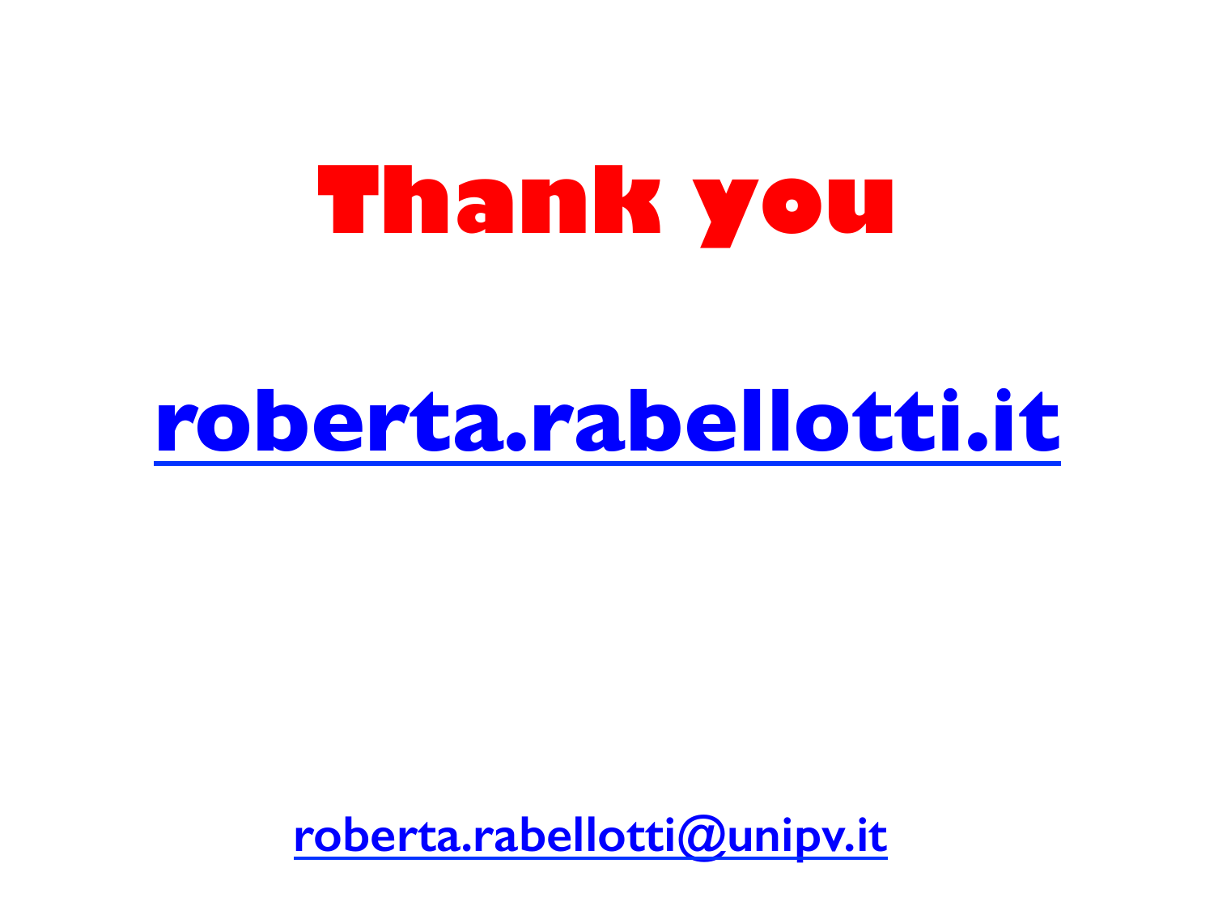# Thank you

## [roberta.rabellotti.it](http://roberta.rabellotti.it)

[roberta.rabellotti@unipv.it](mailto:roberta.rabellotti@unipv.it)